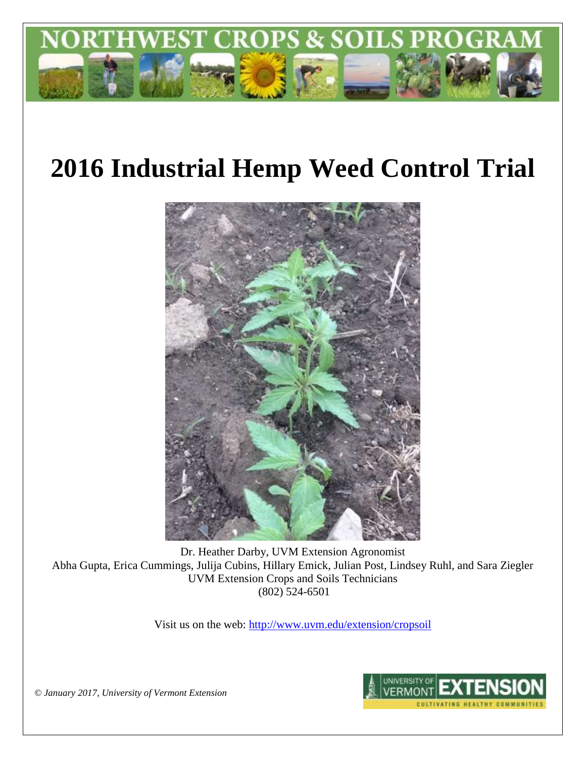# NORTHWEST CROPS & SOILS PROGRAM

# 2016 Industrial Hemp Weed Control Trial

Dr. Heather Darby, UVM Extension Agronomist
Abha Gupta, Erica Cummings, Julija Cubins, Hillary Emick, Julian Post, Lindsey Ruhl, and Sara Ziegler
UVM Extension Crops and Soils Technicians
(802) 524-6501

Visit us on the web: http://www.uvm.edu/extension/cropsoil

*© January 2017, University of Vermont Extension*

UNIVERSITY OF VERMONT EXTENSION
CULTIVATING HEALTHY COMMUNITIES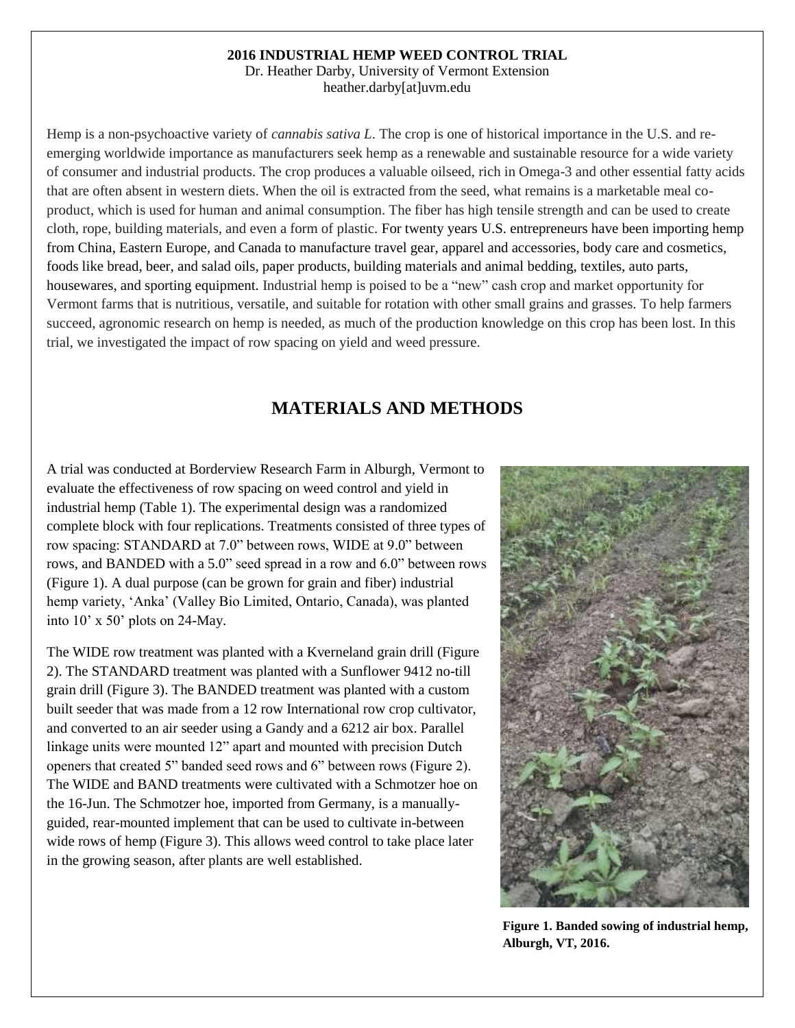**2016 INDUSTRIAL HEMP WEED CONTROL TRIAL**

Dr. Heather Darby, University of Vermont Extension

heather.darby[at]uvm.edu

Hemp is a non-psychoactive variety of *cannabis sativa L*. The crop is one of historical importance in the U.S. and re-emerging worldwide importance as manufacturers seek hemp as a renewable and sustainable resource for a wide variety of consumer and industrial products. The crop produces a valuable oilseed, rich in Omega-3 and other essential fatty acids that are often absent in western diets. When the oil is extracted from the seed, what remains is a marketable meal co-product, which is used for human and animal consumption. The fiber has high tensile strength and can be used to create cloth, rope, building materials, and even a form of plastic. For twenty years U.S. entrepreneurs have been importing hemp from China, Eastern Europe, and Canada to manufacture travel gear, apparel and accessories, body care and cosmetics, foods like bread, beer, and salad oils, paper products, building materials and animal bedding, textiles, auto parts, housewares, and sporting equipment. Industrial hemp is poised to be a "new" cash crop and market opportunity for Vermont farms that is nutritious, versatile, and suitable for rotation with other small grains and grasses. To help farmers succeed, agronomic research on hemp is needed, as much of the production knowledge on this crop has been lost. In this trial, we investigated the impact of row spacing on yield and weed pressure.

## MATERIALS AND METHODS

A trial was conducted at Borderview Research Farm in Alburgh, Vermont to evaluate the effectiveness of row spacing on weed control and yield in industrial hemp (Table 1). The experimental design was a randomized complete block with four replications. Treatments consisted of three types of row spacing: STANDARD at 7.0" between rows, WIDE at 9.0" between rows, and BANDED with a 5.0" seed spread in a row and 6.0" between rows (Figure 1). A dual purpose (can be grown for grain and fiber) industrial hemp variety, 'Anka' (Valley Bio Limited, Ontario, Canada), was planted into 10' x 50' plots on 24-May.

The WIDE row treatment was planted with a Kverneland grain drill (Figure 2). The STANDARD treatment was planted with a Sunflower 9412 no-till grain drill (Figure 3). The BANDED treatment was planted with a custom built seeder that was made from a 12 row International row crop cultivator, and converted to an air seeder using a Gandy and a 6212 air box. Parallel linkage units were mounted 12" apart and mounted with precision Dutch openers that created 5" banded seed rows and 6" between rows (Figure 2). The WIDE and BAND treatments were cultivated with a Schmotzer hoe on the 16-Jun. The Schmotzer hoe, imported from Germany, is a manually-guided, rear-mounted implement that can be used to cultivate in-between wide rows of hemp (Figure 3). This allows weed control to take place later in the growing season, after plants are well established.

**Figure 1. Banded sowing of industrial hemp, Alburgh, VT, 2016.**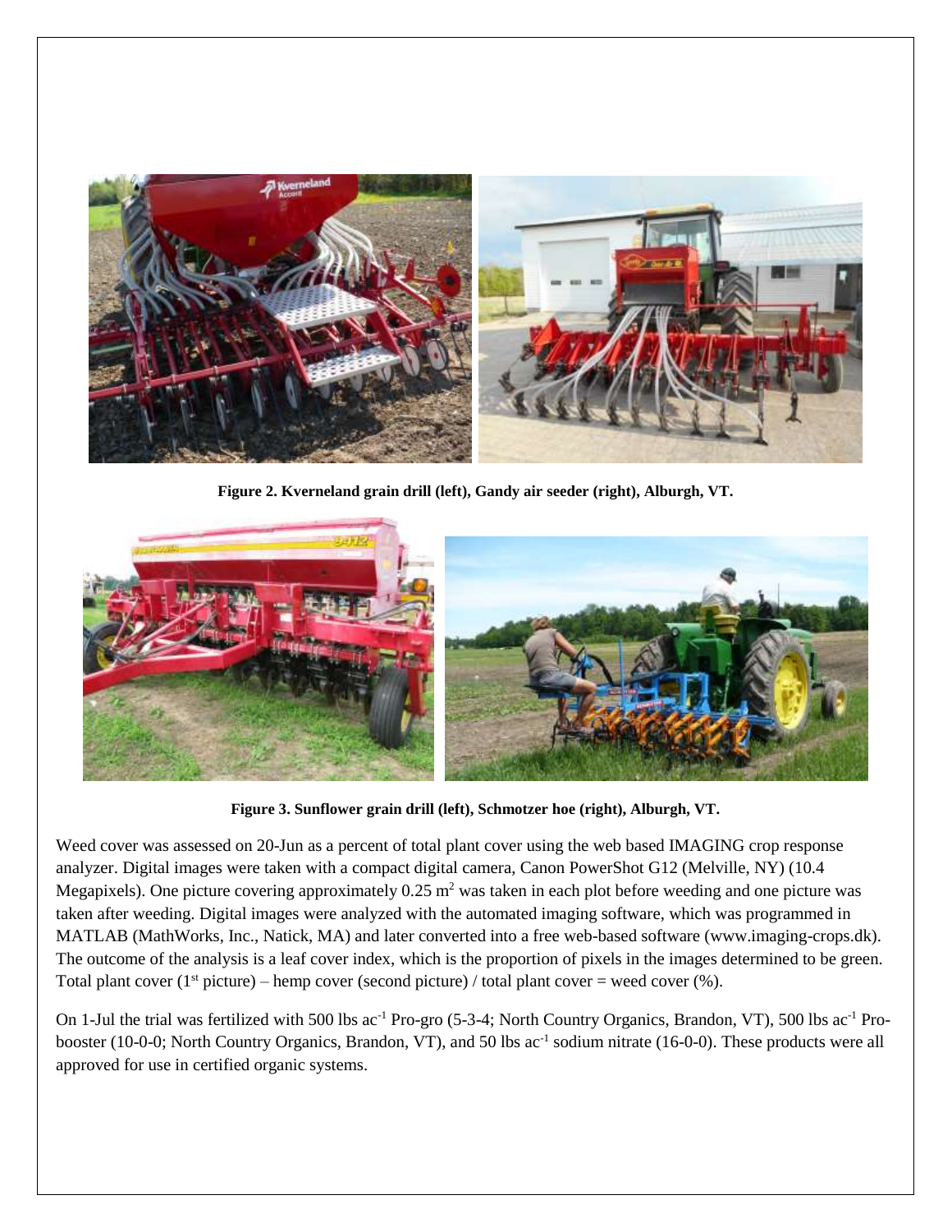**Figure 2. Kverneland grain drill (left), Gandy air seeder (right), Alburgh, VT.**

**Figure 3. Sunflower grain drill (left), Schmotzer hoe (right), Alburgh, VT.**

Weed cover was assessed on 20-Jun as a percent of total plant cover using the web based IMAGING crop response analyzer. Digital images were taken with a compact digital camera, Canon PowerShot G12 (Melville, NY) (10.4 Megapixels). One picture covering approximately 0.25 $m^2$ was taken in each plot before weeding and one picture was taken after weeding. Digital images were analyzed with the automated imaging software, which was programmed in MATLAB (MathWorks, Inc., Natick, MA) and later converted into a free web-based software (www.imaging-crops.dk). The outcome of the analysis is a leaf cover index, which is the proportion of pixels in the images determined to be green. Total plant cover (1st picture) – hemp cover (second picture) / total plant cover = weed cover (%).

On 1-Jul the trial was fertilized with 500 lbs $ac^{-1}$ Pro-gro (5-3-4; North Country Organics, Brandon, VT), 500 lbs $ac^{-1}$ Pro-booster (10-0-0; North Country Organics, Brandon, VT), and 50 lbs $ac^{-1}$ sodium nitrate (16-0-0). These products were all approved for use in certified organic systems.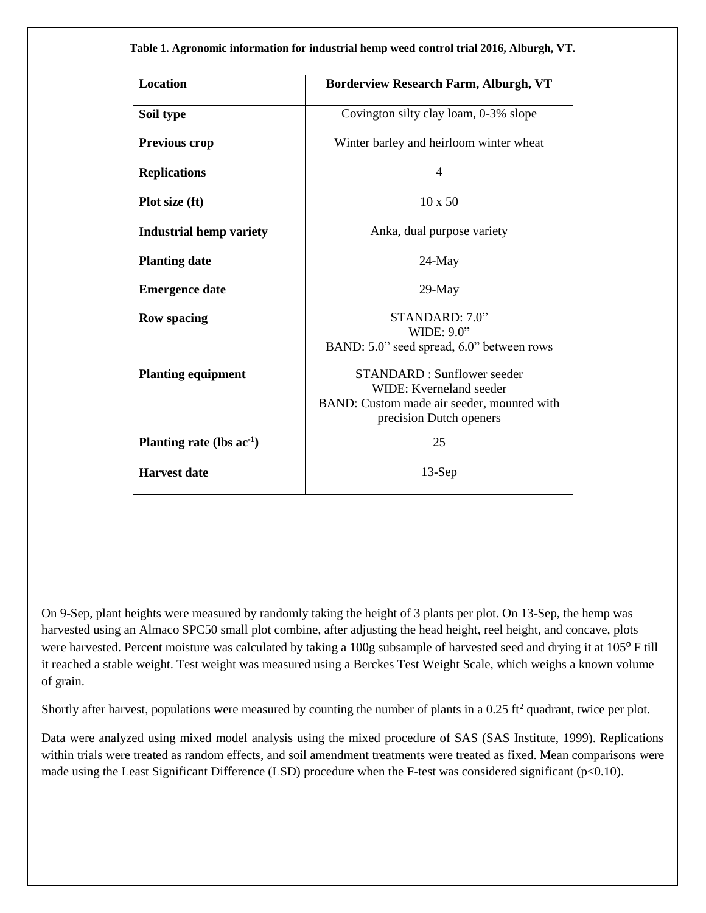**Table 1. Agronomic information for industrial hemp weed control trial 2016, Alburgh, VT.**

| Location | Borderview Research Farm, Alburgh, VT |
|---|---|
| **Soil type** | Covington silty clay loam, 0-3% slope |
| **Previous crop** | Winter barley and heirloom winter wheat |
| **Replications** | 4 |
| **Plot size (ft)** | 10 x 50 |
| **Industrial hemp variety** | Anka, dual purpose variety |
| **Planting date** | 24-May |
| **Emergence date** | 29-May |
| **Row spacing** | STANDARD: 7.0" WIDE: 9.0" BAND: 5.0" seed spread, 6.0" between rows |
| **Planting equipment** | STANDARD : Sunflower seeder WIDE: Kverneland seeder BAND: Custom made air seeder, mounted with precision Dutch openers |
| **Planting rate (lbs $ac^{-1}$)** | 25 |
| **Harvest date** | 13-Sep |

On 9-Sep, plant heights were measured by randomly taking the height of 3 plants per plot. On 13-Sep, the hemp was harvested using an Almaco SPC50 small plot combine, after adjusting the head height, reel height, and concave, plots were harvested. Percent moisture was calculated by taking a 100g subsample of harvested seed and drying it at 105° F till it reached a stable weight. Test weight was measured using a Berckes Test Weight Scale, which weighs a known volume of grain.

Shortly after harvest, populations were measured by counting the number of plants in a 0.25 $ft^2$ quadrant, twice per plot.

Data were analyzed using mixed model analysis using the mixed procedure of SAS (SAS Institute, 1999). Replications within trials were treated as random effects, and soil amendment treatments were treated as fixed. Mean comparisons were made using the Least Significant Difference (LSD) procedure when the F-test was considered significant ($p<0.10$).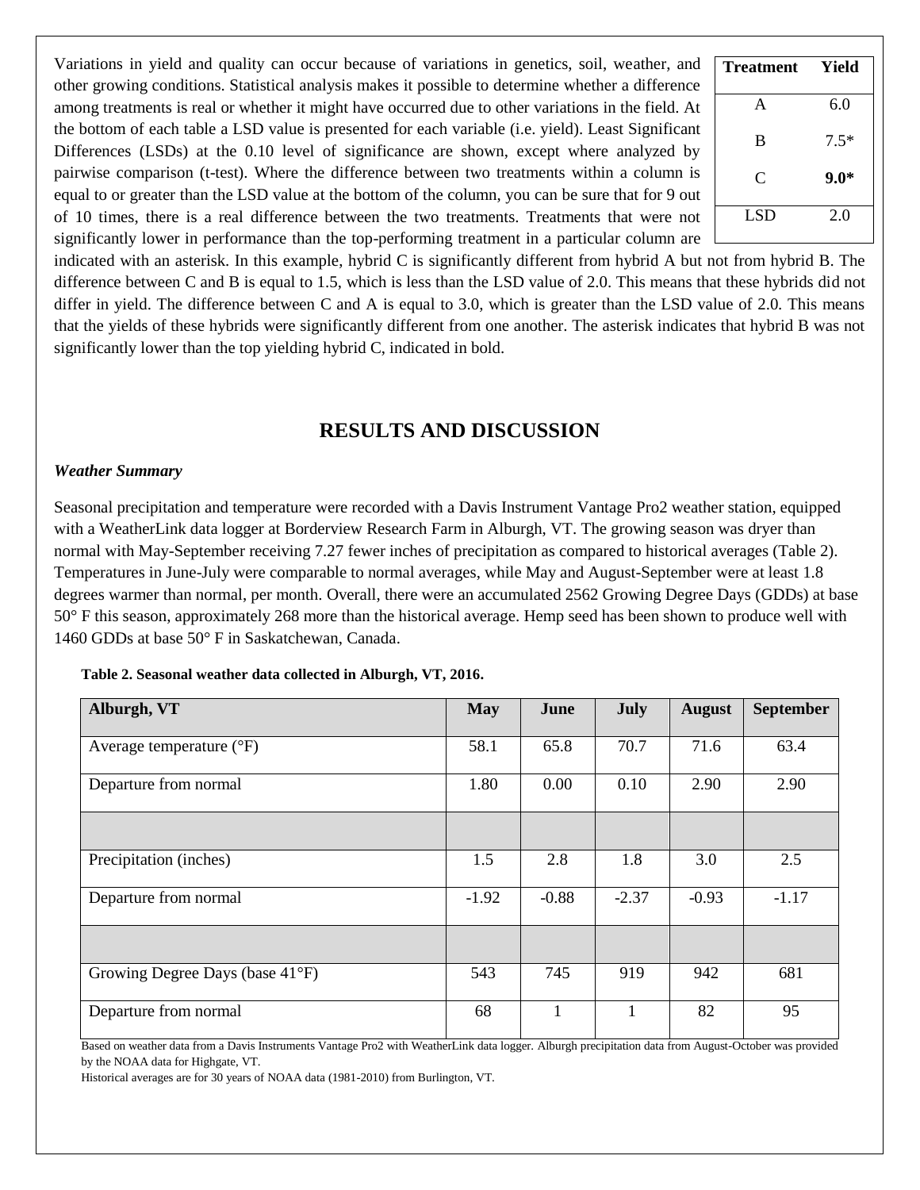Variations in yield and quality can occur because of variations in genetics, soil, weather, and other growing conditions. Statistical analysis makes it possible to determine whether a difference among treatments is real or whether it might have occurred due to other variations in the field. At the bottom of each table a LSD value is presented for each variable (i.e. yield). Least Significant Differences (LSDs) at the 0.10 level of significance are shown, except where analyzed by pairwise comparison (t-test). Where the difference between two treatments within a column is equal to or greater than the LSD value at the bottom of the column, you can be sure that for 9 out of 10 times, there is a real difference between the two treatments. Treatments that were not significantly lower in performance than the top-performing treatment in a particular column are indicated with an asterisk. In this example, hybrid C is significantly different from hybrid A but not from hybrid B. The difference between C and B is equal to 1.5, which is less than the LSD value of 2.0. This means that these hybrids did not differ in yield. The difference between C and A is equal to 3.0, which is greater than the LSD value of 2.0. This means that the yields of these hybrids were significantly different from one another. The asterisk indicates that hybrid B was not significantly lower than the top yielding hybrid C, indicated in bold.

| Treatment | Yield |
|---|---|
| A | 6.0 |
| B | 7.5* |
| C | **9.0*** |
| LSD | 2.0 |

## RESULTS AND DISCUSSION

### *Weather Summary*

Seasonal precipitation and temperature were recorded with a Davis Instrument Vantage Pro2 weather station, equipped with a WeatherLink data logger at Borderview Research Farm in Alburgh, VT. The growing season was dryer than normal with May-September receiving 7.27 fewer inches of precipitation as compared to historical averages (Table 2). Temperatures in June-July were comparable to normal averages, while May and August-September were at least 1.8 degrees warmer than normal, per month. Overall, there were an accumulated 2562 Growing Degree Days (GDDs) at base 50° F this season, approximately 268 more than the historical average. Hemp seed has been shown to produce well with 1460 GDDs at base 50° F in Saskatchewan, Canada.

**Table 2. Seasonal weather data collected in Alburgh, VT, 2016.**

| Alburgh, VT | May | June | July | August | September |
|---|---|---|---|---|---|
| Average temperature (°F) | 58.1 | 65.8 | 70.7 | 71.6 | 63.4 |
| Departure from normal | 1.80 | 0.00 | 0.10 | 2.90 | 2.90 |
| | | | | | |
| Precipitation (inches) | 1.5 | 2.8 | 1.8 | 3.0 | 2.5 |
| Departure from normal | -1.92 | -0.88 | -2.37 | -0.93 | -1.17 |
| | | | | | |
| Growing Degree Days (base 41°F) | 543 | 745 | 919 | 942 | 681 |
| Departure from normal | 68 | 1 | 1 | 82 | 95 |

Based on weather data from a Davis Instruments Vantage Pro2 with WeatherLink data logger. Alburgh precipitation data from August-October was provided by the NOAA data for Highgate, VT.
Historical averages are for 30 years of NOAA data (1981-2010) from Burlington, VT.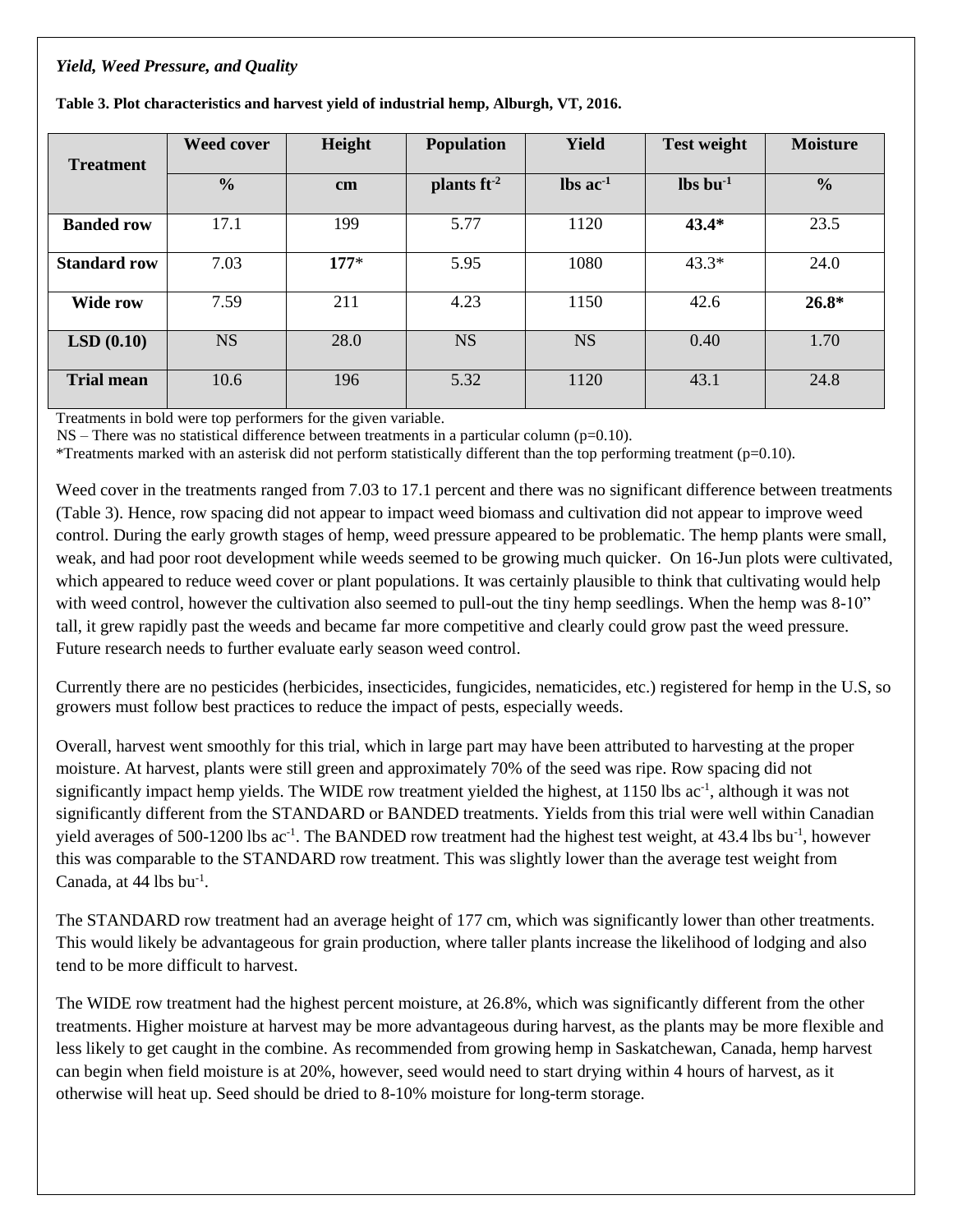### *Yield, Weed Pressure, and Quality*

**Table 3. Plot characteristics and harvest yield of industrial hemp, Alburgh, VT, 2016.**

| Treatment | Weed cover | Height | Population | Yield | Test weight | Moisture |
|---|---|---|---|---|---|---|
| | **%** | **cm** | **plants ft$^{-2}$** | **lbs ac$^{-1}$** | **lbs bu$^{-1}$** | **%** |
| **Banded row** | 17.1 | 199 | 5.77 | 1120 | **43.4*** | 23.5 |
| **Standard row** | 7.03 | **177*** | 5.95 | 1080 | 43.3* | 24.0 |
| **Wide row** | 7.59 | 211 | 4.23 | 1150 | 42.6 | **26.8*** |
| **LSD (0.10)** | NS | 28.0 | NS | NS | 0.40 | 1.70 |
| **Trial mean** | 10.6 | 196 | 5.32 | 1120 | 43.1 | 24.8 |

Treatments in bold were top performers for the given variable.
NS – There was no statistical difference between treatments in a particular column (p=0.10).
*Treatments marked with an asterisk did not perform statistically different than the top performing treatment (p=0.10).

Weed cover in the treatments ranged from 7.03 to 17.1 percent and there was no significant difference between treatments (Table 3). Hence, row spacing did not appear to impact weed biomass and cultivation did not appear to improve weed control. During the early growth stages of hemp, weed pressure appeared to be problematic. The hemp plants were small, weak, and had poor root development while weeds seemed to be growing much quicker. On 16-Jun plots were cultivated, which appeared to reduce weed cover or plant populations. It was certainly plausible to think that cultivating would help with weed control, however the cultivation also seemed to pull-out the tiny hemp seedlings. When the hemp was 8-10" tall, it grew rapidly past the weeds and became far more competitive and clearly could grow past the weed pressure. Future research needs to further evaluate early season weed control.

Currently there are no pesticides (herbicides, insecticides, fungicides, nematicides, etc.) registered for hemp in the U.S, so growers must follow best practices to reduce the impact of pests, especially weeds.

Overall, harvest went smoothly for this trial, which in large part may have been attributed to harvesting at the proper moisture. At harvest, plants were still green and approximately 70% of the seed was ripe. Row spacing did not significantly impact hemp yields. The WIDE row treatment yielded the highest, at 1150 lbs ac$^{-1}$, although it was not significantly different from the STANDARD or BANDED treatments. Yields from this trial were well within Canadian yield averages of 500-1200 lbs ac$^{-1}$. The BANDED row treatment had the highest test weight, at 43.4 lbs bu$^{-1}$, however this was comparable to the STANDARD row treatment. This was slightly lower than the average test weight from Canada, at 44 lbs bu$^{-1}$.

The STANDARD row treatment had an average height of 177 cm, which was significantly lower than other treatments. This would likely be advantageous for grain production, where taller plants increase the likelihood of lodging and also tend to be more difficult to harvest.

The WIDE row treatment had the highest percent moisture, at 26.8%, which was significantly different from the other treatments. Higher moisture at harvest may be more advantageous during harvest, as the plants may be more flexible and less likely to get caught in the combine. As recommended from growing hemp in Saskatchewan, Canada, hemp harvest can begin when field moisture is at 20%, however, seed would need to start drying within 4 hours of harvest, as it otherwise will heat up. Seed should be dried to 8-10% moisture for long-term storage.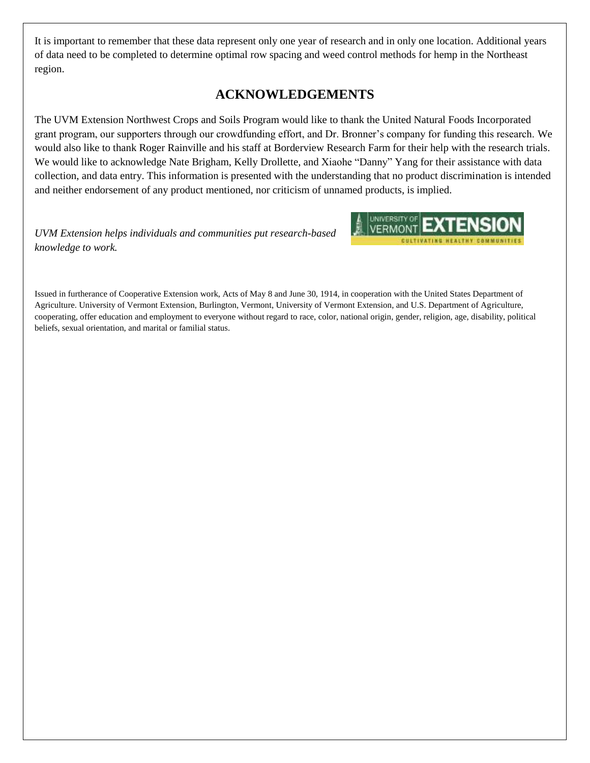It is important to remember that these data represent only one year of research and in only one location. Additional years of data need to be completed to determine optimal row spacing and weed control methods for hemp in the Northeast region.

## ACKNOWLEDGEMENTS

The UVM Extension Northwest Crops and Soils Program would like to thank the United Natural Foods Incorporated grant program, our supporters through our crowdfunding effort, and Dr. Bronner's company for funding this research. We would also like to thank Roger Rainville and his staff at Borderview Research Farm for their help with the research trials. We would like to acknowledge Nate Brigham, Kelly Drollette, and Xiaohe "Danny" Yang for their assistance with data collection, and data entry. This information is presented with the understanding that no product discrimination is intended and neither endorsement of any product mentioned, nor criticism of unnamed products, is implied.

*UVM Extension helps individuals and communities put research-based knowledge to work.*

UNIVERSITY OF VERMONT EXTENSION
CULTIVATING HEALTHY COMMUNITIES

Issued in furtherance of Cooperative Extension work, Acts of May 8 and June 30, 1914, in cooperation with the United States Department of Agriculture. University of Vermont Extension, Burlington, Vermont, University of Vermont Extension, and U.S. Department of Agriculture, cooperating, offer education and employment to everyone without regard to race, color, national origin, gender, religion, age, disability, political beliefs, sexual orientation, and marital or familial status.